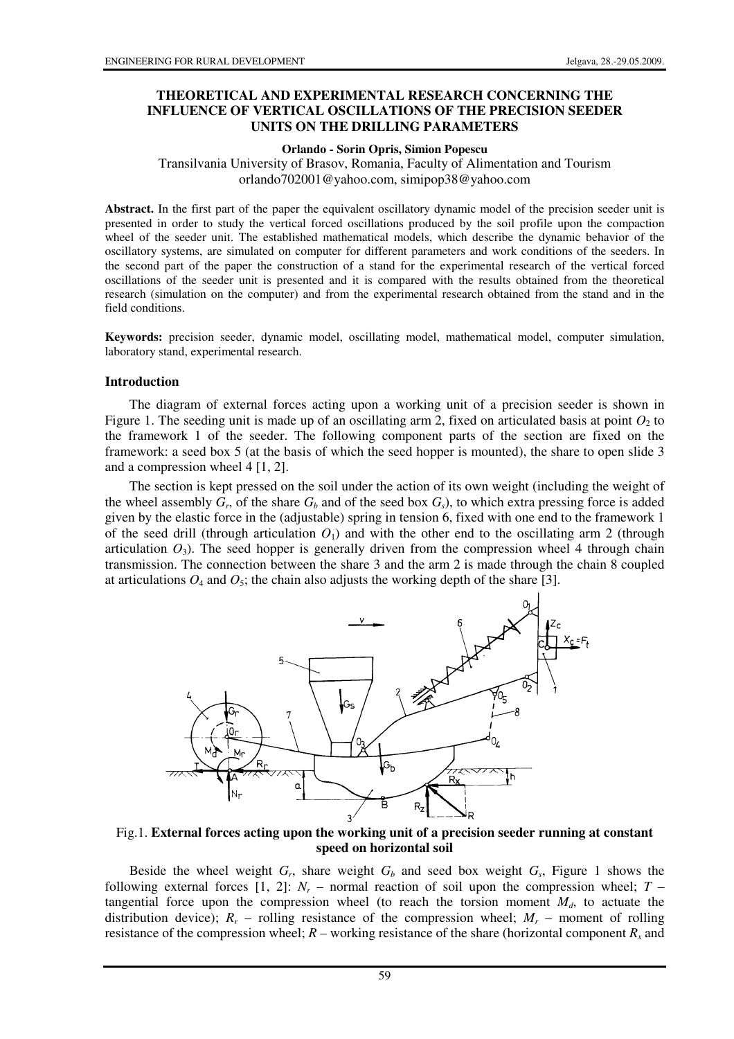# THEORETICAL AND EXPERIMENTAL RESEARCH CONCERNING THE INFLUENCE OF VERTICAL OSCILLATIONS OF THE PRECISION SEEDER UNITS ON THE DRILLING PARAMETERS

**Orlando - Sorin Opris, Simion Popescu**

Transilvania University of Brasov, Romania, Faculty of Alimentation and Tourism
orlando702001@yahoo.com, simipop38@yahoo.com

**Abstract.** In the first part of the paper the equivalent oscillatory dynamic model of the precision seeder unit is presented in order to study the vertical forced oscillations produced by the soil profile upon the compaction wheel of the seeder unit. The established mathematical models, which describe the dynamic behavior of the oscillatory systems, are simulated on computer for different parameters and work conditions of the seeders. In the second part of the paper the construction of a stand for the experimental research of the vertical forced oscillations of the seeder unit is presented and it is compared with the results obtained from the theoretical research (simulation on the computer) and from the experimental research obtained from the stand and in the field conditions.

**Keywords:** precision seeder, dynamic model, oscillating model, mathematical model, computer simulation, laboratory stand, experimental research.

## Introduction

The diagram of external forces acting upon a working unit of a precision seeder is shown in Figure 1. The seeding unit is made up of an oscillating arm 2, fixed on articulated basis at point $O_2$ to the framework 1 of the seeder. The following component parts of the section are fixed on the framework: a seed box 5 (at the basis of which the seed hopper is mounted), the share to open slide 3 and a compression wheel 4 [1, 2].

The section is kept pressed on the soil under the action of its own weight (including the weight of the wheel assembly $G_r$, of the share $G_b$ and of the seed box $G_s$), to which extra pressing force is added given by the elastic force in the (adjustable) spring in tension 6, fixed with one end to the framework 1 of the seed drill (through articulation $O_1$) and with the other end to the oscillating arm 2 (through articulation $O_3$). The seed hopper is generally driven from the compression wheel 4 through chain transmission. The connection between the share 3 and the arm 2 is made through the chain 8 coupled at articulations $O_4$ and $O_5$; the chain also adjusts the working depth of the share [3].

Fig.1. **External forces acting upon the working unit of a precision seeder running at constant speed on horizontal soil**

Beside the wheel weight $G_r$, share weight $G_b$ and seed box weight $G_s$, Figure 1 shows the following external forces [1, 2]: $N_r$ – normal reaction of soil upon the compression wheel; $T$ – tangential force upon the compression wheel (to reach the torsion moment $M_d$, to actuate the distribution device); $R_r$ – rolling resistance of the compression wheel; $M_r$ – moment of rolling resistance of the compression wheel; $R$ – working resistance of the share (horizontal component $R_x$ and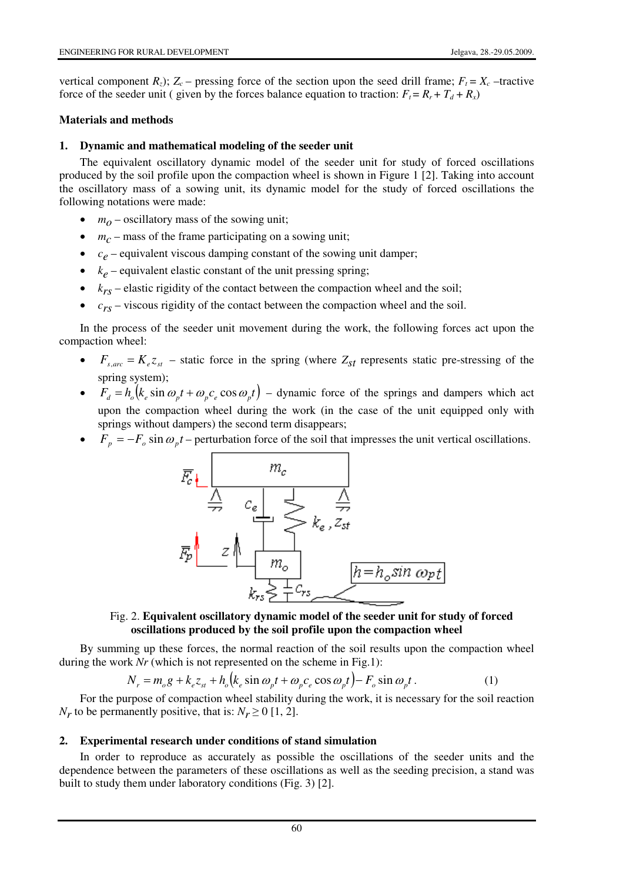vertical component $R_z$); $Z_c$ – pressing force of the section upon the seed drill frame; $F_t = X_c$ –tractive force of the seeder unit ( given by the forces balance equation to traction: $F_t = R_r + T_d + R_x$)

## Materials and methods

### 1. Dynamic and mathematical modeling of the seeder unit

The equivalent oscillatory dynamic model of the seeder unit for study of forced oscillations produced by the soil profile upon the compaction wheel is shown in Figure 1 [2]. Taking into account the oscillatory mass of a sowing unit, its dynamic model for the study of forced oscillations the following notations were made:

- $m_O$ – oscillatory mass of the sowing unit;
- $m_C$ – mass of the frame participating on a sowing unit;
- $c_e$ – equivalent viscous damping constant of the sowing unit damper;
- $k_e$ – equivalent elastic constant of the unit pressing spring;
- $k_{rs}$ – elastic rigidity of the contact between the compaction wheel and the soil;
- $c_{rs}$ – viscous rigidity of the contact between the compaction wheel and the soil.

In the process of the seeder unit movement during the work, the following forces act upon the compaction wheel:

- $F_{s,arc} = K_e z_{st}$ – static force in the spring (where $Z_{st}$ represents static pre-stressing of the spring system);
- $F_d = h_o(k_e \sin \omega_p t + \omega_p c_e \cos \omega_p t)$ – dynamic force of the springs and dampers which act upon the compaction wheel during the work (in the case of the unit equipped only with springs without dampers) the second term disappears;
- $F_p = -F_o \sin \omega_p t$ – perturbation force of the soil that impresses the unit vertical oscillations.

Fig. 2. **Equivalent oscillatory dynamic model of the seeder unit for study of forced oscillations produced by the soil profile upon the compaction wheel**

By summing up these forces, the normal reaction of the soil results upon the compaction wheel during the work $Nr$ (which is not represented on the scheme in Fig.1):

$$N_r = m_o g + k_e z_{st} + h_o(k_e \sin \omega_p t + \omega_p c_e \cos \omega_p t) - F_o \sin \omega_p t. \qquad (1)$$

For the purpose of compaction wheel stability during the work, it is necessary for the soil reaction $N_r$ to be permanently positive, that is: $N_r \geq 0$ [1, 2].

### 2. Experimental research under conditions of stand simulation

In order to reproduce as accurately as possible the oscillations of the seeder units and the dependence between the parameters of these oscillations as well as the seeding precision, a stand was built to study them under laboratory conditions (Fig. 3) [2].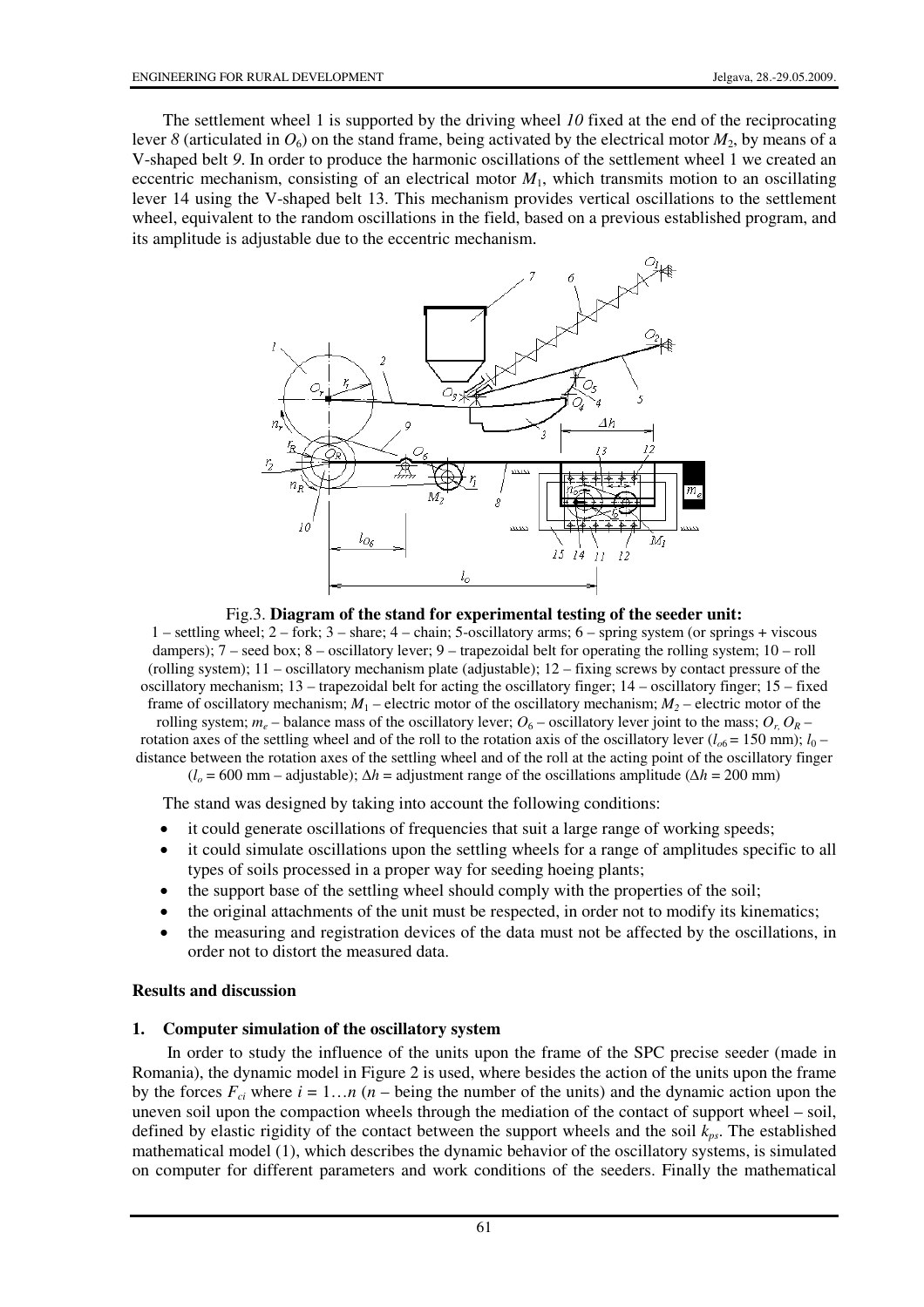The settlement wheel 1 is supported by the driving wheel *10* fixed at the end of the reciprocating lever *8* (articulated in $O_6$) on the stand frame, being activated by the electrical motor $M_2$, by means of a V-shaped belt *9*. In order to produce the harmonic oscillations of the settlement wheel 1 we created an eccentric mechanism, consisting of an electrical motor $M_1$, which transmits motion to an oscillating lever 14 using the V-shaped belt 13. This mechanism provides vertical oscillations to the settlement wheel, equivalent to the random oscillations in the field, based on a previous established program, and its amplitude is adjustable due to the eccentric mechanism.

Fig.3. **Diagram of the stand for experimental testing of the seeder unit:**
1 – settling wheel; 2 – fork; 3 – share; 4 – chain; 5-oscillatory arms; 6 – spring system (or springs + viscous dampers); 7 – seed box; 8 – oscillatory lever; 9 – trapezoidal belt for operating the rolling system; 10 – roll (rolling system); 11 – oscillatory mechanism plate (adjustable); 12 – fixing screws by contact pressure of the oscillatory mechanism; 13 – trapezoidal belt for acting the oscillatory finger; 14 – oscillatory finger; 15 – fixed frame of oscillatory mechanism; $M_1$ – electric motor of the oscillatory mechanism; $M_2$ – electric motor of the rolling system; $m_e$ – balance mass of the oscillatory lever; $O_6$ – oscillatory lever joint to the mass; $O_r$, $O_R$ – rotation axes of the settling wheel and of the roll to the rotation axis of the oscillatory lever ($l_{o6}$ = 150 mm); $l_0$ – distance between the rotation axes of the settling wheel and of the roll at the acting point of the oscillatory finger ($l_o$ = 600 mm – adjustable); $\Delta h$ = adjustment range of the oscillations amplitude ($\Delta h$ = 200 mm)

The stand was designed by taking into account the following conditions:

- it could generate oscillations of frequencies that suit a large range of working speeds;
- it could simulate oscillations upon the settling wheels for a range of amplitudes specific to all types of soils processed in a proper way for seeding hoeing plants;
- the support base of the settling wheel should comply with the properties of the soil;
- the original attachments of the unit must be respected, in order not to modify its kinematics;
- the measuring and registration devices of the data must not be affected by the oscillations, in order not to distort the measured data.

## Results and discussion

### 1. Computer simulation of the oscillatory system

In order to study the influence of the units upon the frame of the SPC precise seeder (made in Romania), the dynamic model in Figure 2 is used, where besides the action of the units upon the frame by the forces $F_{ci}$ where $i = 1 \ldots n$ ($n$ – being the number of the units) and the dynamic action upon the uneven soil upon the compaction wheels through the mediation of the contact of support wheel – soil, defined by elastic rigidity of the contact between the support wheels and the soil $k_{ps}$. The established mathematical model (1), which describes the dynamic behavior of the oscillatory systems, is simulated on computer for different parameters and work conditions of the seeders. Finally the mathematical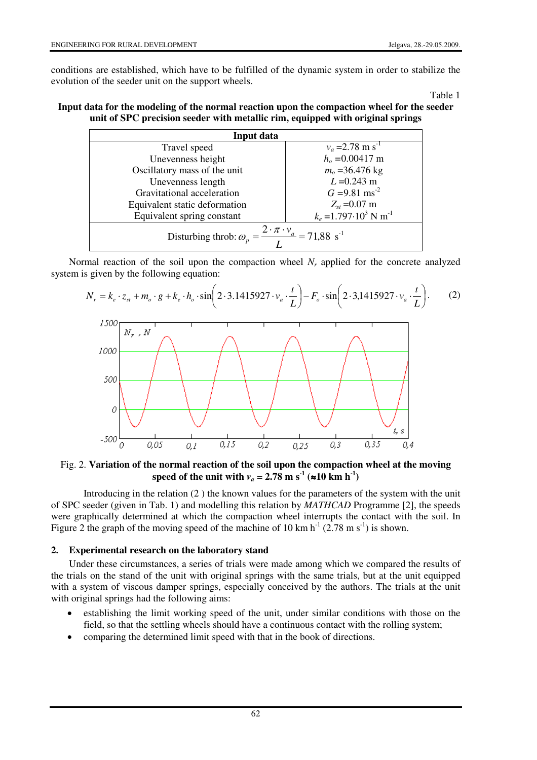conditions are established, which have to be fulfilled of the dynamic system in order to stabilize the evolution of the seeder unit on the support wheels.

Table 1

**Input data for the modeling of the normal reaction upon the compaction wheel for the seeder unit of SPC precision seeder with metallic rim, equipped with original springs**

| Input data | |
|---|---|
| Travel speed | $v_a$ =2.78 m s$^{-1}$ |
| Unevenness height | $h_o$ =0.00417 m |
| Oscillatory mass of the unit | $m_o$ =36.476 kg |
| Unevenness length | $L$ =0.243 m |
| Gravitational acceleration | $G$ =9.81 ms$^{-2}$ |
| Equivalent static deformation | $Z_{st}$ =0.07 m |
| Equivalent spring constant | $k_e$ =1.797·10$^{3}$ N m$^{-1}$ |
| Disturbing throb: $\omega_p = \dfrac{2 \cdot \pi \cdot v_a}{L} = 71{,}88$ s$^{-1}$ | |

Normal reaction of the soil upon the compaction wheel $N_r$ applied for the concrete analyzed system is given by the following equation:

$$N_r = k_e \cdot z_{st} + m_o \cdot g + k_e \cdot h_o \cdot \sin\left(2 \cdot 3.1415927 \cdot v_a \cdot \frac{t}{L}\right) - F_o \cdot \sin\left(2 \cdot 3{,}1415927 \cdot v_a \cdot \frac{t}{L}\right). \qquad (2)$$

Fig. 2. **Variation of the normal reaction of the soil upon the compaction wheel at the moving speed of the unit with $v_a$ = 2.78 m s$^{-1}$ (≈10 km h$^{-1}$)**

Introducing in the relation (2 ) the known values for the parameters of the system with the unit of SPC seeder (given in Tab. 1) and modelling this relation by *MATHCAD* Programme [2], the speeds were graphically determined at which the compaction wheel interrupts the contact with the soil. In Figure 2 the graph of the moving speed of the machine of 10 km h$^{-1}$ (2.78 m s$^{-1}$) is shown.

## 2. Experimental research on the laboratory stand

Under these circumstances, a series of trials were made among which we compared the results of the trials on the stand of the unit with original springs with the same trials, but at the unit equipped with a system of viscous damper springs, especially conceived by the authors. The trials at the unit with original springs had the following aims:

- establishing the limit working speed of the unit, under similar conditions with those on the field, so that the settling wheels should have a continuous contact with the rolling system;
- comparing the determined limit speed with that in the book of directions.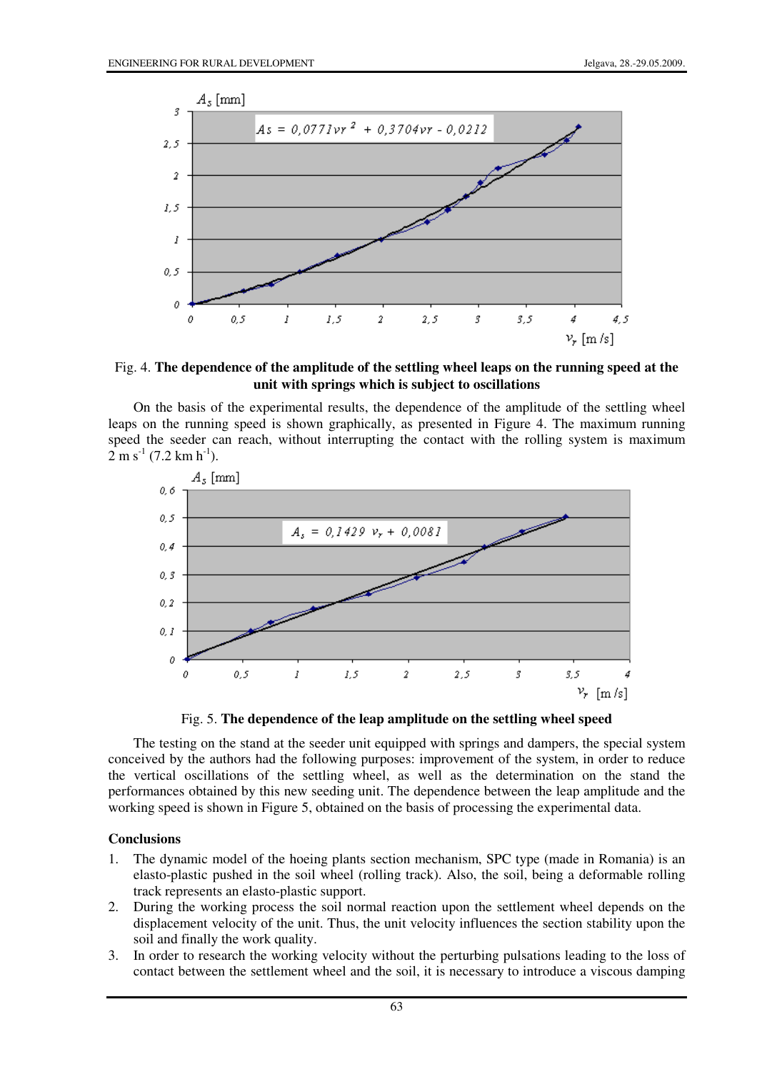Fig. 4. **The dependence of the amplitude of the settling wheel leaps on the running speed at the unit with springs which is subject to oscillations**

On the basis of the experimental results, the dependence of the amplitude of the settling wheel leaps on the running speed is shown graphically, as presented in Figure 4. The maximum running speed the seeder can reach, without interrupting the contact with the rolling system is maximum 2 m s$^{-1}$ (7.2 km h$^{-1}$).

Fig. 5. **The dependence of the leap amplitude on the settling wheel speed**

The testing on the stand at the seeder unit equipped with springs and dampers, the special system conceived by the authors had the following purposes: improvement of the system, in order to reduce the vertical oscillations of the settling wheel, as well as the determination on the stand the performances obtained by this new seeding unit. The dependence between the leap amplitude and the working speed is shown in Figure 5, obtained on the basis of processing the experimental data.

### Conclusions

1. The dynamic model of the hoeing plants section mechanism, SPC type (made in Romania) is an elasto-plastic pushed in the soil wheel (rolling track). Also, the soil, being a deformable rolling track represents an elasto-plastic support.
2. During the working process the soil normal reaction upon the settlement wheel depends on the displacement velocity of the unit. Thus, the unit velocity influences the section stability upon the soil and finally the work quality.
3. In order to research the working velocity without the perturbing pulsations leading to the loss of contact between the settlement wheel and the soil, it is necessary to introduce a viscous damping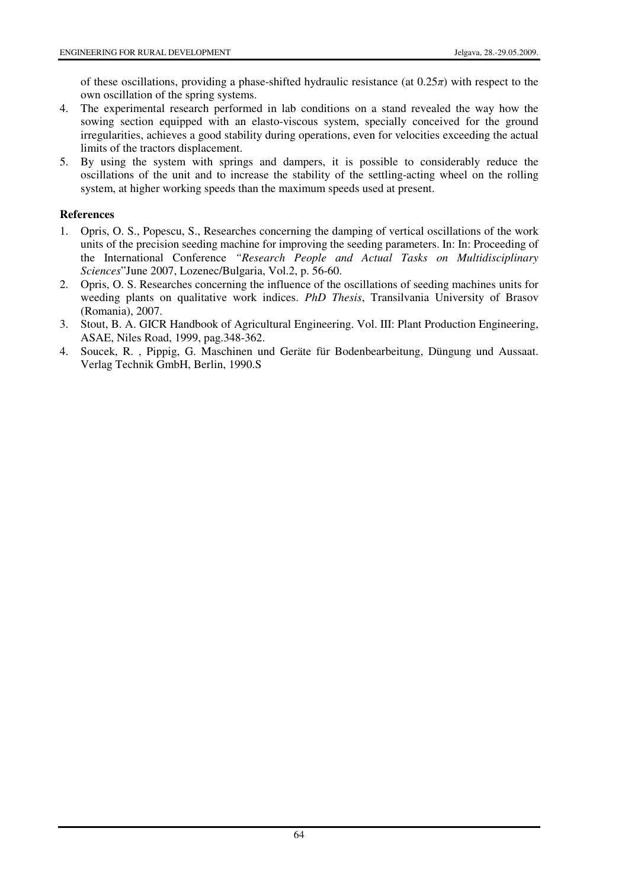of these oscillations, providing a phase-shifted hydraulic resistance (at $0.25\pi$) with respect to the own oscillation of the spring systems.

4. The experimental research performed in lab conditions on a stand revealed the way how the sowing section equipped with an elasto-viscous system, specially conceived for the ground irregularities, achieves a good stability during operations, even for velocities exceeding the actual limits of the tractors displacement.
5. By using the system with springs and dampers, it is possible to considerably reduce the oscillations of the unit and to increase the stability of the settling-acting wheel on the rolling system, at higher working speeds than the maximum speeds used at present.

## References

1. Opris, O. S., Popescu, S., Researches concerning the damping of vertical oscillations of the work units of the precision seeding machine for improving the seeding parameters. In: In: Proceeding of the International Conference *"Research People and Actual Tasks on Multidisciplinary Sciences*"June 2007, Lozenec/Bulgaria, Vol.2, p. 56-60.
2. Opris, O. S. Researches concerning the influence of the oscillations of seeding machines units for weeding plants on qualitative work indices. *PhD Thesis*, Transilvania University of Brasov (Romania), 2007.
3. Stout, B. A. GICR Handbook of Agricultural Engineering. Vol. III: Plant Production Engineering, ASAE, Niles Road, 1999, pag.348-362.
4. Soucek, R. , Pippig, G. Maschinen und Geräte für Bodenbearbeitung, Düngung und Aussaat. Verlag Technik GmbH, Berlin, 1990.S